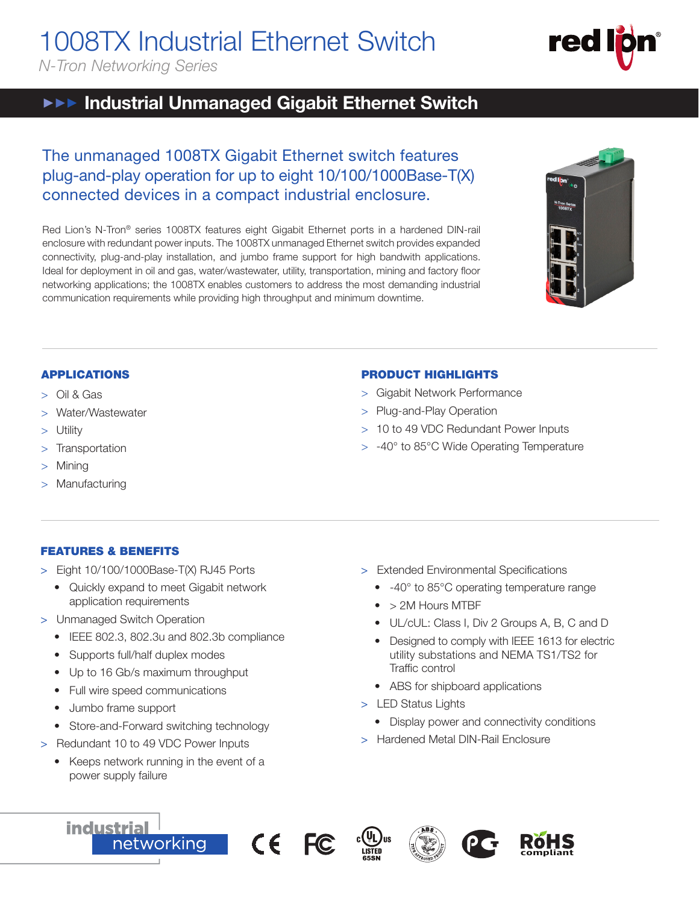# 1008TX Industrial Ethernet Switch

*N-Tron Networking Series*

## ►►► Industrial Unmanaged Gigabit Ethernet Switch

The unmanaged 1008TX Gigabit Ethernet switch features plug-and-play operation for up to eight 10/100/1000Base-T(X) connected devices in a compact industrial enclosure.

Red Lion's N-Tron® series 1008TX features eight Gigabit Ethernet ports in a hardened DIN-rail enclosure with redundant power inputs. The 1008TX unmanaged Ethernet switch provides expanded connectivity, plug-and-play installation, and jumbo frame support for high bandwidth applications. Ideal for deployment in oil and gas, water/wastewater, utility, transportation, mining and factory floor networking applications; the 1008TX enables customers to address the most demanding industrial communication requirements while providing high throughput and minimum downtime.

### APPLICATIONS

> Oil & Gas
> Water/Wastewater
> Utility
> Transportation
> Mining
> Manufacturing

### PRODUCT HIGHLIGHTS

> Gigabit Network Performance
> Plug-and-Play Operation
> 10 to 49 VDC Redundant Power Inputs
> -40° to 85°C Wide Operating Temperature

### FEATURES & BENEFITS

> Eight 10/100/1000Base-T(X) RJ45 Ports
- Quickly expand to meet Gigabit network application requirements

> Unmanaged Switch Operation
- IEEE 802.3, 802.3u and 802.3b compliance
- Supports full/half duplex modes
- Up to 16 Gb/s maximum throughput
- Full wire speed communications
- Jumbo frame support
- Store-and-Forward switching technology

> Redundant 10 to 49 VDC Power Inputs
- Keeps network running in the event of a power supply failure

> Extended Environmental Specifications
- -40° to 85°C operating temperature range
- > 2M Hours MTBF
- UL/cUL: Class I, Div 2 Groups A, B, C and D
- Designed to comply with IEEE 1613 for electric utility substations and NEMA TS1/TS2 for Traffic control
- ABS for shipboard applications

> LED Status Lights
- Display power and connectivity conditions

> Hardened Metal DIN-Rail Enclosure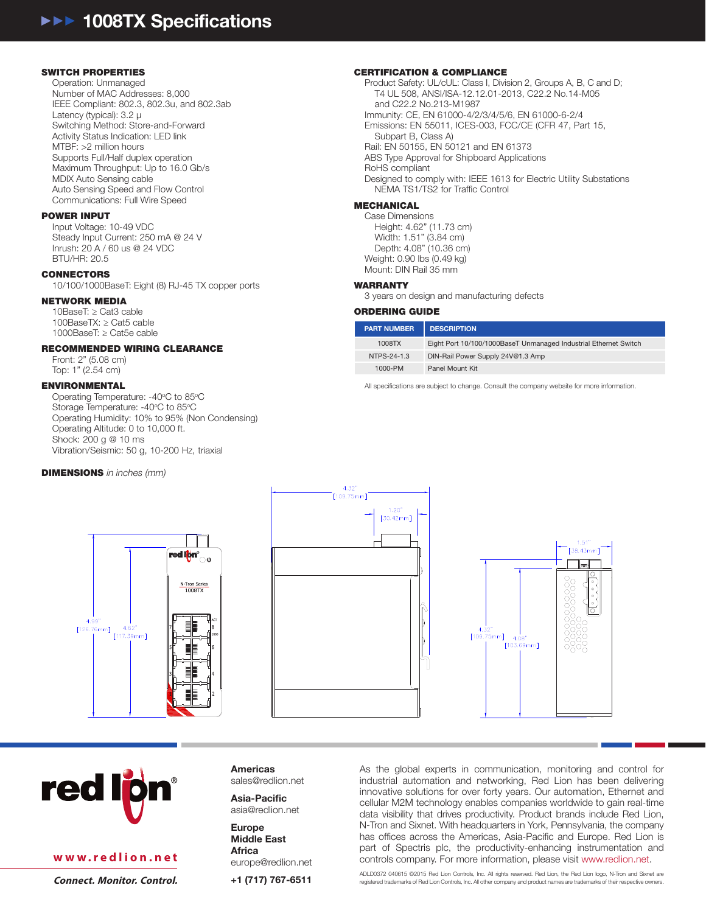# 1008TX Specifications

## SWITCH PROPERTIES

Operation: Unmanaged
Number of MAC Addresses: 8,000
IEEE Compliant: 802.3, 802.3u, and 802.3ab
Latency (typical): 3.2 µ
Switching Method: Store-and-Forward
Activity Status Indication: LED link
MTBF: >2 million hours
Supports Full/Half duplex operation
Maximum Throughput: Up to 16.0 Gb/s
MDIX Auto Sensing cable
Auto Sensing Speed and Flow Control
Communications: Full Wire Speed

## POWER INPUT

Input Voltage: 10-49 VDC
Steady Input Current: 250 mA @ 24 V
Inrush: 20 A / 60 us @ 24 VDC
BTU/HR: 20.5

## CONNECTORS

10/100/1000BaseT: Eight (8) RJ-45 TX copper ports

## NETWORK MEDIA

10BaseT: ≥ Cat3 cable
100BaseTX: ≥ Cat5 cable
1000BaseT: ≥ Cat5e cable

## RECOMMENDED WIRING CLEARANCE

Front: 2" (5.08 cm)
Top: 1" (2.54 cm)

## ENVIRONMENTAL

Operating Temperature: -40°C to 85°C
Storage Temperature: -40°C to 85°C
Operating Humidity: 10% to 95% (Non Condensing)
Operating Altitude: 0 to 10,000 ft.
Shock: 200 g @ 10 ms
Vibration/Seismic: 50 g, 10-200 Hz, triaxial

## CERTIFICATION & COMPLIANCE

Product Safety: UL/cUL: Class I, Division 2, Groups A, B, C and D; T4 UL 508, ANSI/ISA-12.12.01-2013, C22.2 No.14-M05 and C22.2 No.213-M1987
Immunity: CE, EN 61000-4/2/3/4/5/6, EN 61000-6-2/4
Emissions: EN 55011, ICES-003, FCC/CE (CFR 47, Part 15, Subpart B, Class A)
Rail: EN 50155, EN 50121 and EN 61373
ABS Type Approval for Shipboard Applications
RoHS compliant
Designed to comply with: IEEE 1613 for Electric Utility Substations
NEMA TS1/TS2 for Traffic Control

## MECHANICAL

Case Dimensions
Height: 4.62" (11.73 cm)
Width: 1.51" (3.84 cm)
Depth: 4.08" (10.36 cm)
Weight: 0.90 lbs (0.49 kg)
Mount: DIN Rail 35 mm

## WARRANTY

3 years on design and manufacturing defects

## ORDERING GUIDE

| PART NUMBER | DESCRIPTION |
|---|---|
| 1008TX | Eight Port 10/100/1000BaseT Unmanaged Industrial Ethernet Switch |
| NTPS-24-1.3 | DIN-Rail Power Supply 24V@1.3 Amp |
| 1000-PM | Panel Mount Kit |

All specifications are subject to change. Consult the company website for more information.

## DIMENSIONS *in inches (mm)*

4.99" [126.76mm]
4.62" [117.39mm]
N-Tron Series 1008TX
4.32" [109.75mm]
1.20" [30.42mm]
1.51" [38.43mm]
4.32" [109.75mm]
4.08" [103.69mm]

**Americas**
sales@redlion.net

**Asia-Pacific**
asia@redlion.net

**Europe Middle East Africa**
europe@redlion.net

**+1 (717) 767-6511**

www.redlion.net

*Connect. Monitor. Control.*

As the global experts in communication, monitoring and control for industrial automation and networking, Red Lion has been delivering innovative solutions for over forty years. Our automation, Ethernet and cellular M2M technology enables companies worldwide to gain real-time data visibility that drives productivity. Product brands include Red Lion, N-Tron and Sixnet. With headquarters in York, Pennsylvania, the company has offices across the Americas, Asia-Pacific and Europe. Red Lion is part of Spectris plc, the productivity-enhancing instrumentation and controls company. For more information, please visit www.redlion.net.

ADLD0372 040615 ©2015 Red Lion Controls, Inc. All rights reserved. Red Lion, the Red Lion logo, N-Tron and Sixnet are registered trademarks of Red Lion Controls, Inc. All other company and product names are trademarks of their respective owners.